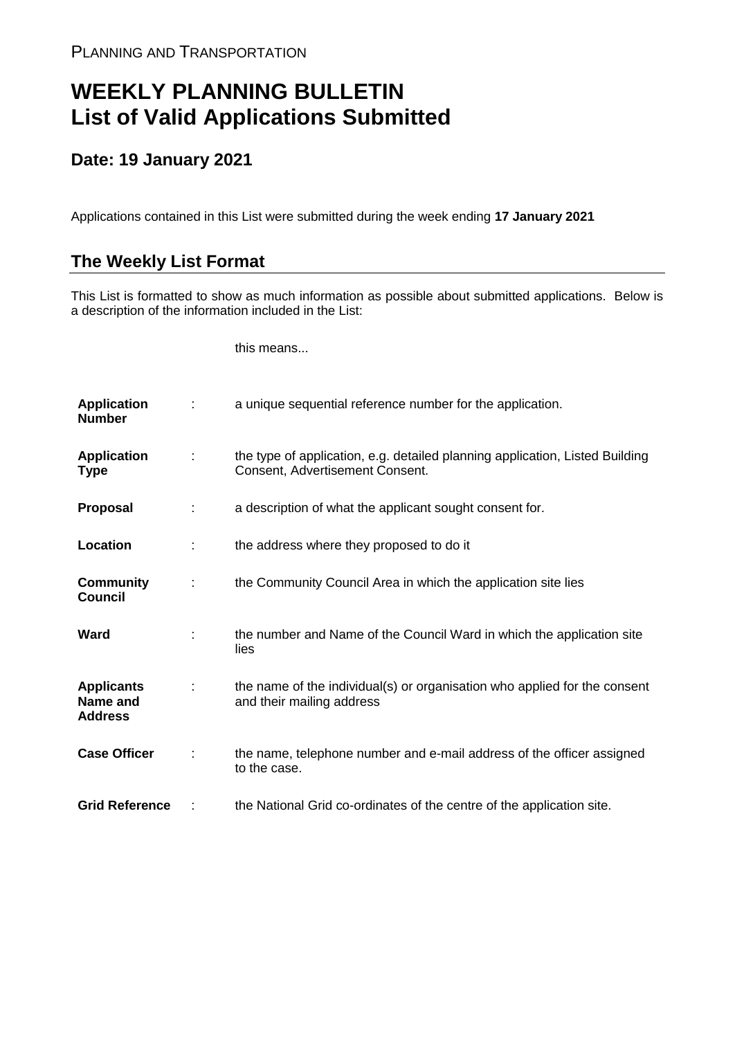PLANNING AND TRANSPORTATION

# WEEKLY PLANNING BULLETIN
# List of Valid Applications Submitted

## Date: 19 January 2021

Applications contained in this List were submitted during the week ending **17 January 2021**

## The Weekly List Format

This List is formatted to show as much information as possible about submitted applications. Below is a description of the information included in the List:

| | | this means... |
|---|---|---|
| **Application Number** | : | a unique sequential reference number for the application. |
| **Application Type** | : | the type of application, e.g. detailed planning application, Listed Building Consent, Advertisement Consent. |
| **Proposal** | : | a description of what the applicant sought consent for. |
| **Location** | : | the address where they proposed to do it |
| **Community Council** | : | the Community Council Area in which the application site lies |
| **Ward** | : | the number and Name of the Council Ward in which the application site lies |
| **Applicants Name and Address** | : | the name of the individual(s) or organisation who applied for the consent and their mailing address |
| **Case Officer** | : | the name, telephone number and e-mail address of the officer assigned to the case. |
| **Grid Reference** | : | the National Grid co-ordinates of the centre of the application site. |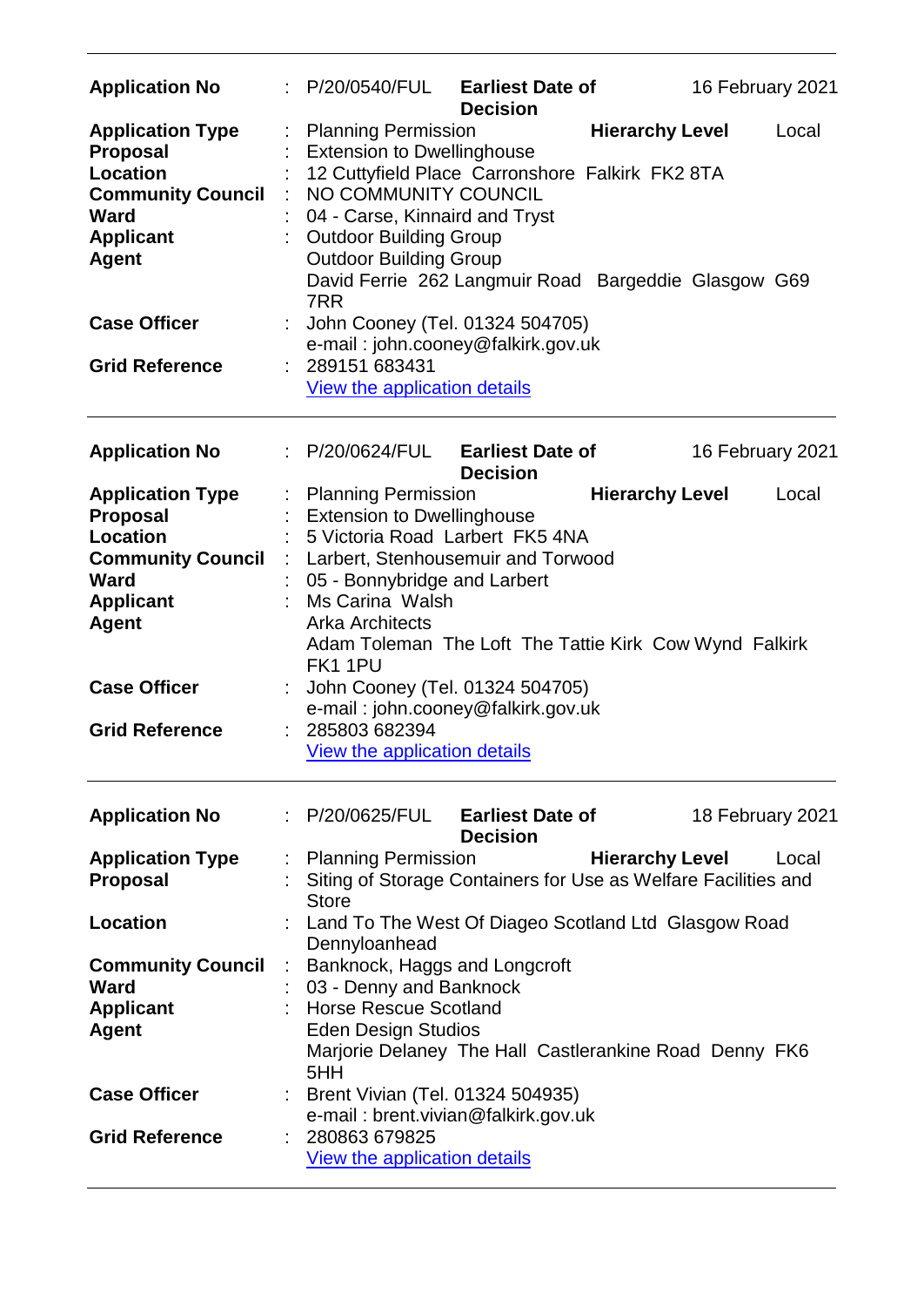---

| | | | | | |
|---|---|---|---|---|---|
| **Application No** | : | P/20/0540/FUL | **Earliest Date of Decision** | | 16 February 2021 |
| **Application Type** | : | Planning Permission | | **Hierarchy Level** | Local |
| **Proposal** | : | Extension to Dwellinghouse | | | |
| **Location** | : | 12 Cuttyfield Place Carronshore Falkirk FK2 8TA | | | |
| **Community Council** | : | NO COMMUNITY COUNCIL | | | |
| **Ward** | : | 04 - Carse, Kinnaird and Tryst | | | |
| **Applicant** | : | Outdoor Building Group | | | |
| **Agent** | | Outdoor Building Group<br>David Ferrie 262 Langmuir Road Bargeddie Glasgow G69 7RR | | | |
| **Case Officer** | : | John Cooney (Tel. 01324 504705)<br>e-mail : john.cooney@falkirk.gov.uk | | | |
| **Grid Reference** | : | 289151 683431<br>View the application details | | | |

---

| | | | | | |
|---|---|---|---|---|---|
| **Application No** | : | P/20/0624/FUL | **Earliest Date of Decision** | | 16 February 2021 |
| **Application Type** | : | Planning Permission | | **Hierarchy Level** | Local |
| **Proposal** | : | Extension to Dwellinghouse | | | |
| **Location** | : | 5 Victoria Road Larbert FK5 4NA | | | |
| **Community Council** | : | Larbert, Stenhousemuir and Torwood | | | |
| **Ward** | : | 05 - Bonnybridge and Larbert | | | |
| **Applicant** | : | Ms Carina Walsh | | | |
| **Agent** | | Arka Architects<br>Adam Toleman The Loft The Tattie Kirk Cow Wynd Falkirk FK1 1PU | | | |
| **Case Officer** | : | John Cooney (Tel. 01324 504705)<br>e-mail : john.cooney@falkirk.gov.uk | | | |
| **Grid Reference** | : | 285803 682394<br>View the application details | | | |

---

| | | | | | |
|---|---|---|---|---|---|
| **Application No** | : | P/20/0625/FUL | **Earliest Date of Decision** | | 18 February 2021 |
| **Application Type** | : | Planning Permission | | **Hierarchy Level** | Local |
| **Proposal** | : | Siting of Storage Containers for Use as Welfare Facilities and Store | | | |
| **Location** | : | Land To The West Of Diageo Scotland Ltd Glasgow Road Dennyloanhead | | | |
| **Community Council** | : | Banknock, Haggs and Longcroft | | | |
| **Ward** | : | 03 - Denny and Banknock | | | |
| **Applicant** | : | Horse Rescue Scotland | | | |
| **Agent** | | Eden Design Studios<br>Marjorie Delaney The Hall Castlerankine Road Denny FK6 5HH | | | |
| **Case Officer** | : | Brent Vivian (Tel. 01324 504935)<br>e-mail : brent.vivian@falkirk.gov.uk | | | |
| **Grid Reference** | : | 280863 679825<br>View the application details | | | |

---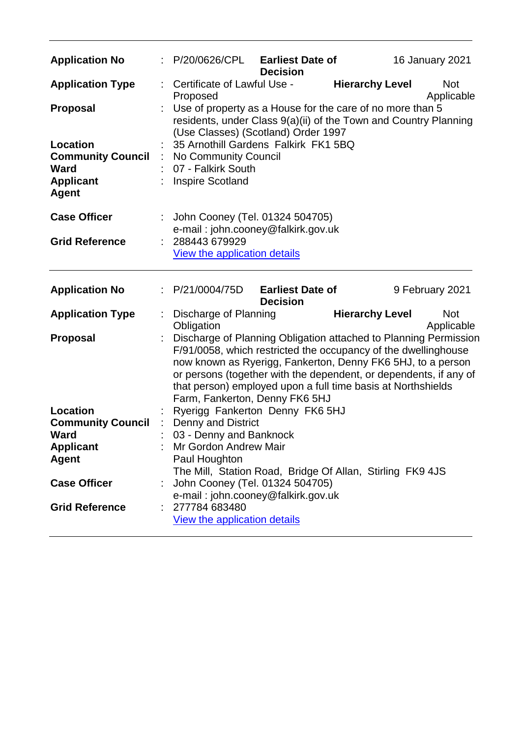| | | | | | |
|---|---|---|---|---|---|
| **Application No** | : | P/20/0626/CPL | **Earliest Date of Decision** | | 16 January 2021 |
| **Application Type** | : | Certificate of Lawful Use - Proposed | | **Hierarchy Level** | Not Applicable |
| **Proposal** | : | Use of property as a House for the care of no more than 5 residents, under Class 9(a)(ii) of the Town and Country Planning (Use Classes) (Scotland) Order 1997 | | | |
| **Location** | : | 35 Arnothill Gardens Falkirk FK1 5BQ | | | |
| **Community Council** | : | No Community Council | | | |
| **Ward** | : | 07 - Falkirk South | | | |
| **Applicant** | : | Inspire Scotland | | | |
| **Agent** | | | | | |
| **Case Officer** | : | John Cooney (Tel. 01324 504705)<br>e-mail : john.cooney@falkirk.gov.uk | | | |
| **Grid Reference** | : | 288443 679929<br>View the application details | | | |

| | | | | | |
|---|---|---|---|---|---|
| **Application No** | : | P/21/0004/75D | **Earliest Date of Decision** | | 9 February 2021 |
| **Application Type** | : | Discharge of Planning Obligation | | **Hierarchy Level** | Not Applicable |
| **Proposal** | : | Discharge of Planning Obligation attached to Planning Permission F/91/0058, which restricted the occupancy of the dwellinghouse now known as Ryerigg, Fankerton, Denny FK6 5HJ, to a person or persons (together with the dependent, or dependents, if any of that person) employed upon a full time basis at Northshields Farm, Fankerton, Denny FK6 5HJ | | | |
| **Location** | : | Ryerigg Fankerton Denny FK6 5HJ | | | |
| **Community Council** | : | Denny and District | | | |
| **Ward** | : | 03 - Denny and Banknock | | | |
| **Applicant** | : | Mr Gordon Andrew Mair | | | |
| **Agent** | | Paul Houghton<br>The Mill, Station Road, Bridge Of Allan, Stirling FK9 4JS | | | |
| **Case Officer** | : | John Cooney (Tel. 01324 504705)<br>e-mail : john.cooney@falkirk.gov.uk | | | |
| **Grid Reference** | : | 277784 683480<br>View the application details | | | |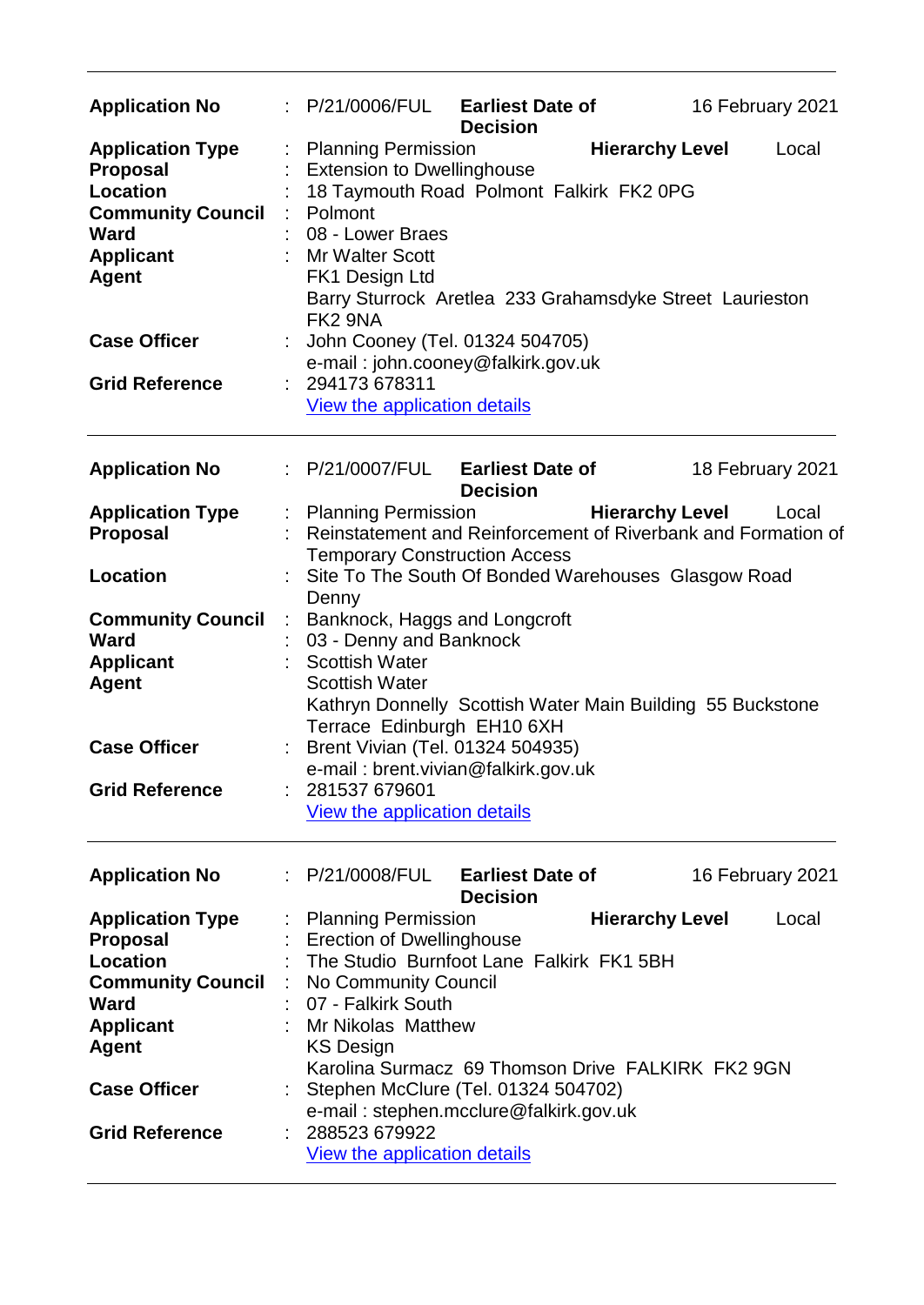---

| | | | | |
|---|---|---|---|---|
| **Application No** | : P/21/0006/FUL | **Earliest Date of Decision** | | 16 February 2021 |
| **Application Type** | : Planning Permission | | **Hierarchy Level** | Local |
| **Proposal** | : Extension to Dwellinghouse | | | |
| **Location** | : 18 Taymouth Road Polmont Falkirk FK2 0PG | | | |
| **Community Council** | : Polmont | | | |
| **Ward** | : 08 - Lower Braes | | | |
| **Applicant** | : Mr Walter Scott | | | |
| **Agent** | FK1 Design Ltd<br>Barry Sturrock Aretlea 233 Grahamsdyke Street Laurieston FK2 9NA | | | |
| **Case Officer** | : John Cooney (Tel. 01324 504705)<br>e-mail : john.cooney@falkirk.gov.uk | | | |
| **Grid Reference** | : 294173 678311<br>View the application details | | | |

---

| | | | | |
|---|---|---|---|---|
| **Application No** | : P/21/0007/FUL | **Earliest Date of Decision** | | 18 February 2021 |
| **Application Type** | : Planning Permission | | **Hierarchy Level** | Local |
| **Proposal** | : Reinstatement and Reinforcement of Riverbank and Formation of Temporary Construction Access | | | |
| **Location** | : Site To The South Of Bonded Warehouses Glasgow Road Denny | | | |
| **Community Council** | : Banknock, Haggs and Longcroft | | | |
| **Ward** | : 03 - Denny and Banknock | | | |
| **Applicant** | : Scottish Water | | | |
| **Agent** | Scottish Water<br>Kathryn Donnelly Scottish Water Main Building 55 Buckstone Terrace Edinburgh EH10 6XH | | | |
| **Case Officer** | : Brent Vivian (Tel. 01324 504935)<br>e-mail : brent.vivian@falkirk.gov.uk | | | |
| **Grid Reference** | : 281537 679601<br>View the application details | | | |

---

| | | | | |
|---|---|---|---|---|
| **Application No** | : P/21/0008/FUL | **Earliest Date of Decision** | | 16 February 2021 |
| **Application Type** | : Planning Permission | | **Hierarchy Level** | Local |
| **Proposal** | : Erection of Dwellinghouse | | | |
| **Location** | : The Studio Burnfoot Lane Falkirk FK1 5BH | | | |
| **Community Council** | : No Community Council | | | |
| **Ward** | : 07 - Falkirk South | | | |
| **Applicant** | : Mr Nikolas Matthew | | | |
| **Agent** | KS Design<br>Karolina Surmacz 69 Thomson Drive FALKIRK FK2 9GN | | | |
| **Case Officer** | : Stephen McClure (Tel. 01324 504702)<br>e-mail : stephen.mcclure@falkirk.gov.uk | | | |
| **Grid Reference** | : 288523 679922<br>View the application details | | | |

---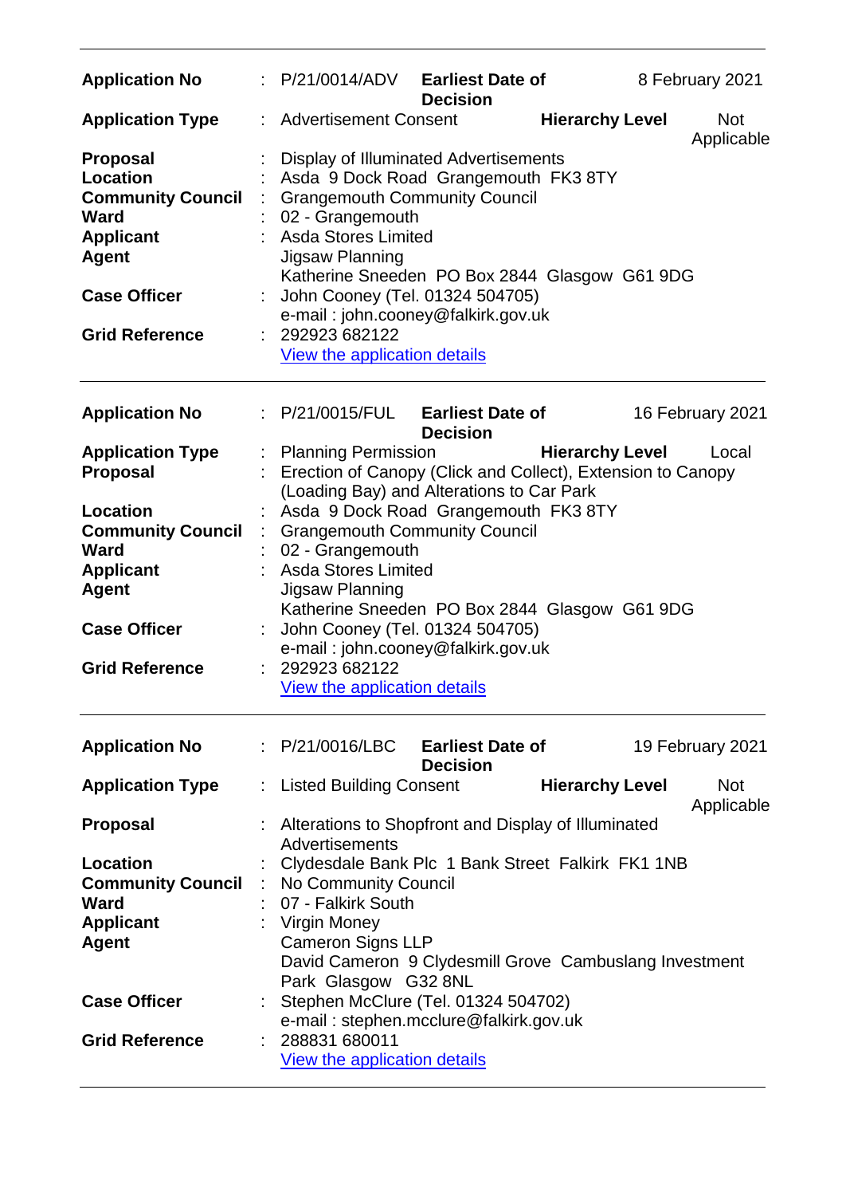| | | | | |
|---|---|---|---|---|
| **Application No** | : P/21/0014/ADV | **Earliest Date of Decision** | | 8 February 2021 |
| **Application Type** | : Advertisement Consent | | **Hierarchy Level** | Not Applicable |
| **Proposal** | : Display of Illuminated Advertisements | | | |
| **Location** | : Asda 9 Dock Road Grangemouth FK3 8TY | | | |
| **Community Council** | : Grangemouth Community Council | | | |
| **Ward** | : 02 - Grangemouth | | | |
| **Applicant** | : Asda Stores Limited | | | |
| **Agent** | Jigsaw Planning<br>Katherine Sneeden PO Box 2844 Glasgow G61 9DG | | | |
| **Case Officer** | : John Cooney (Tel. 01324 504705)<br>e-mail : john.cooney@falkirk.gov.uk | | | |
| **Grid Reference** | : 292923 682122<br>View the application details | | | |

| | | | | |
|---|---|---|---|---|
| **Application No** | : P/21/0015/FUL | **Earliest Date of Decision** | | 16 February 2021 |
| **Application Type** | : Planning Permission | | **Hierarchy Level** | Local |
| **Proposal** | : Erection of Canopy (Click and Collect), Extension to Canopy (Loading Bay) and Alterations to Car Park | | | |
| **Location** | : Asda 9 Dock Road Grangemouth FK3 8TY | | | |
| **Community Council** | : Grangemouth Community Council | | | |
| **Ward** | : 02 - Grangemouth | | | |
| **Applicant** | : Asda Stores Limited | | | |
| **Agent** | Jigsaw Planning<br>Katherine Sneeden PO Box 2844 Glasgow G61 9DG | | | |
| **Case Officer** | : John Cooney (Tel. 01324 504705)<br>e-mail : john.cooney@falkirk.gov.uk | | | |
| **Grid Reference** | : 292923 682122<br>View the application details | | | |

| | | | | |
|---|---|---|---|---|
| **Application No** | : P/21/0016/LBC | **Earliest Date of Decision** | | 19 February 2021 |
| **Application Type** | : Listed Building Consent | | **Hierarchy Level** | Not Applicable |
| **Proposal** | : Alterations to Shopfront and Display of Illuminated Advertisements | | | |
| **Location** | : Clydesdale Bank Plc 1 Bank Street Falkirk FK1 1NB | | | |
| **Community Council** | : No Community Council | | | |
| **Ward** | : 07 - Falkirk South | | | |
| **Applicant** | : Virgin Money | | | |
| **Agent** | Cameron Signs LLP<br>David Cameron 9 Clydesmill Grove Cambuslang Investment Park Glasgow G32 8NL | | | |
| **Case Officer** | : Stephen McClure (Tel. 01324 504702)<br>e-mail : stephen.mcclure@falkirk.gov.uk | | | |
| **Grid Reference** | : 288831 680011<br>View the application details | | | |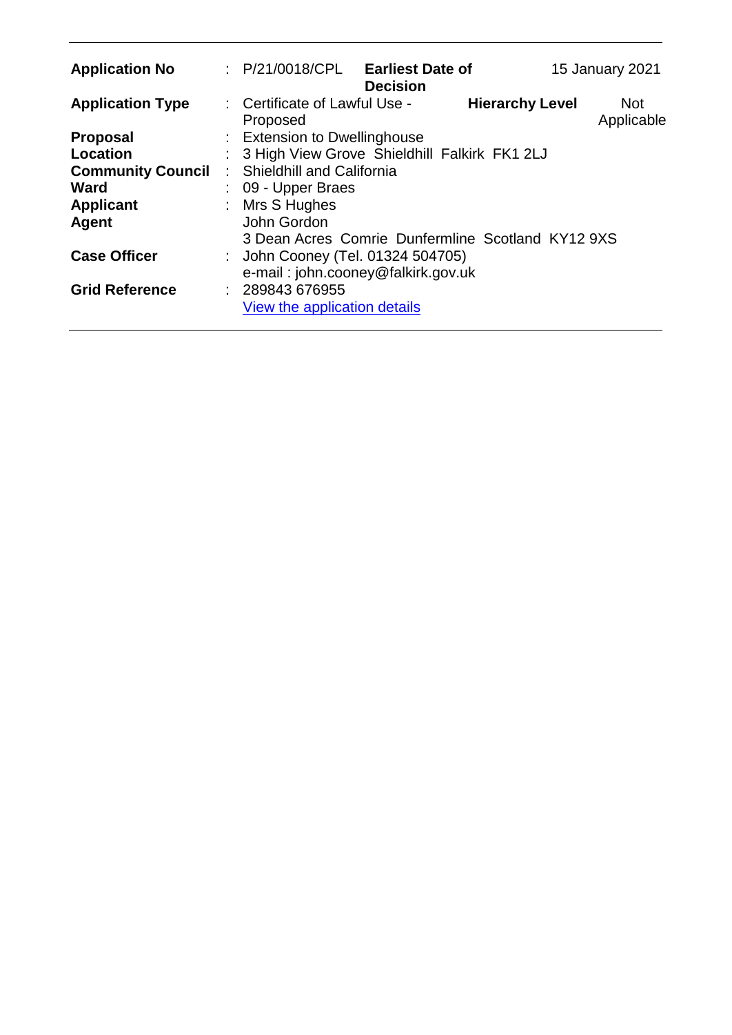| | | | | | |
|---|---|---|---|---|---|
| **Application No** | : | P/21/0018/CPL | **Earliest Date of Decision** | | 15 January 2021 |
| **Application Type** | : | Certificate of Lawful Use - Proposed | | **Hierarchy Level** | Not Applicable |
| **Proposal** | : | Extension to Dwellinghouse | | | |
| **Location** | : | 3 High View Grove Shieldhill Falkirk FK1 2LJ | | | |
| **Community Council** | : | Shieldhill and California | | | |
| **Ward** | : | 09 - Upper Braes | | | |
| **Applicant** | : | Mrs S Hughes | | | |
| **Agent** | | John Gordon<br>3 Dean Acres Comrie Dunfermline Scotland KY12 9XS | | | |
| **Case Officer** | : | John Cooney (Tel. 01324 504705)<br>e-mail : john.cooney@falkirk.gov.uk | | | |
| **Grid Reference** | : | 289843 676955<br>View the application details | | | |